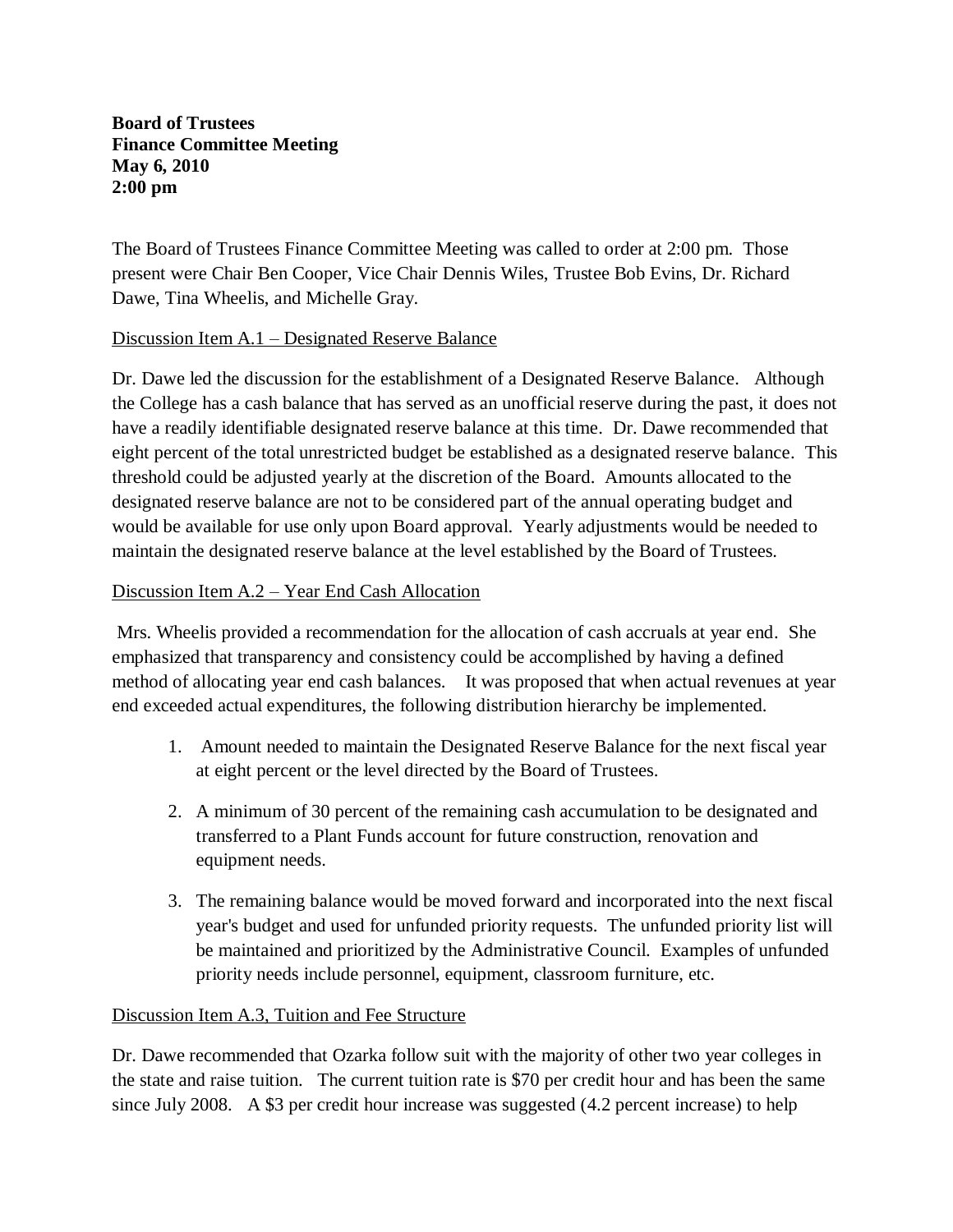**Board of Trustees**
**Finance Committee Meeting**
**May 6, 2010**
**2:00 pm**

The Board of Trustees Finance Committee Meeting was called to order at 2:00 pm. Those present were Chair Ben Cooper, Vice Chair Dennis Wiles, Trustee Bob Evins, Dr. Richard Dawe, Tina Wheelis, and Michelle Gray.

<u>Discussion Item A.1 – Designated Reserve Balance</u>

Dr. Dawe led the discussion for the establishment of a Designated Reserve Balance. Although the College has a cash balance that has served as an unofficial reserve during the past, it does not have a readily identifiable designated reserve balance at this time. Dr. Dawe recommended that eight percent of the total unrestricted budget be established as a designated reserve balance. This threshold could be adjusted yearly at the discretion of the Board. Amounts allocated to the designated reserve balance are not to be considered part of the annual operating budget and would be available for use only upon Board approval. Yearly adjustments would be needed to maintain the designated reserve balance at the level established by the Board of Trustees.

<u>Discussion Item A.2 – Year End Cash Allocation</u>

Mrs. Wheelis provided a recommendation for the allocation of cash accruals at year end. She emphasized that transparency and consistency could be accomplished by having a defined method of allocating year end cash balances. It was proposed that when actual revenues at year end exceeded actual expenditures, the following distribution hierarchy be implemented.

1. Amount needed to maintain the Designated Reserve Balance for the next fiscal year at eight percent or the level directed by the Board of Trustees.
2. A minimum of 30 percent of the remaining cash accumulation to be designated and transferred to a Plant Funds account for future construction, renovation and equipment needs.
3. The remaining balance would be moved forward and incorporated into the next fiscal year's budget and used for unfunded priority requests. The unfunded priority list will be maintained and prioritized by the Administrative Council. Examples of unfunded priority needs include personnel, equipment, classroom furniture, etc.

<u>Discussion Item A.3, Tuition and Fee Structure</u>

Dr. Dawe recommended that Ozarka follow suit with the majority of other two year colleges in the state and raise tuition. The current tuition rate is $70 per credit hour and has been the same since July 2008. A $3 per credit hour increase was suggested (4.2 percent increase) to help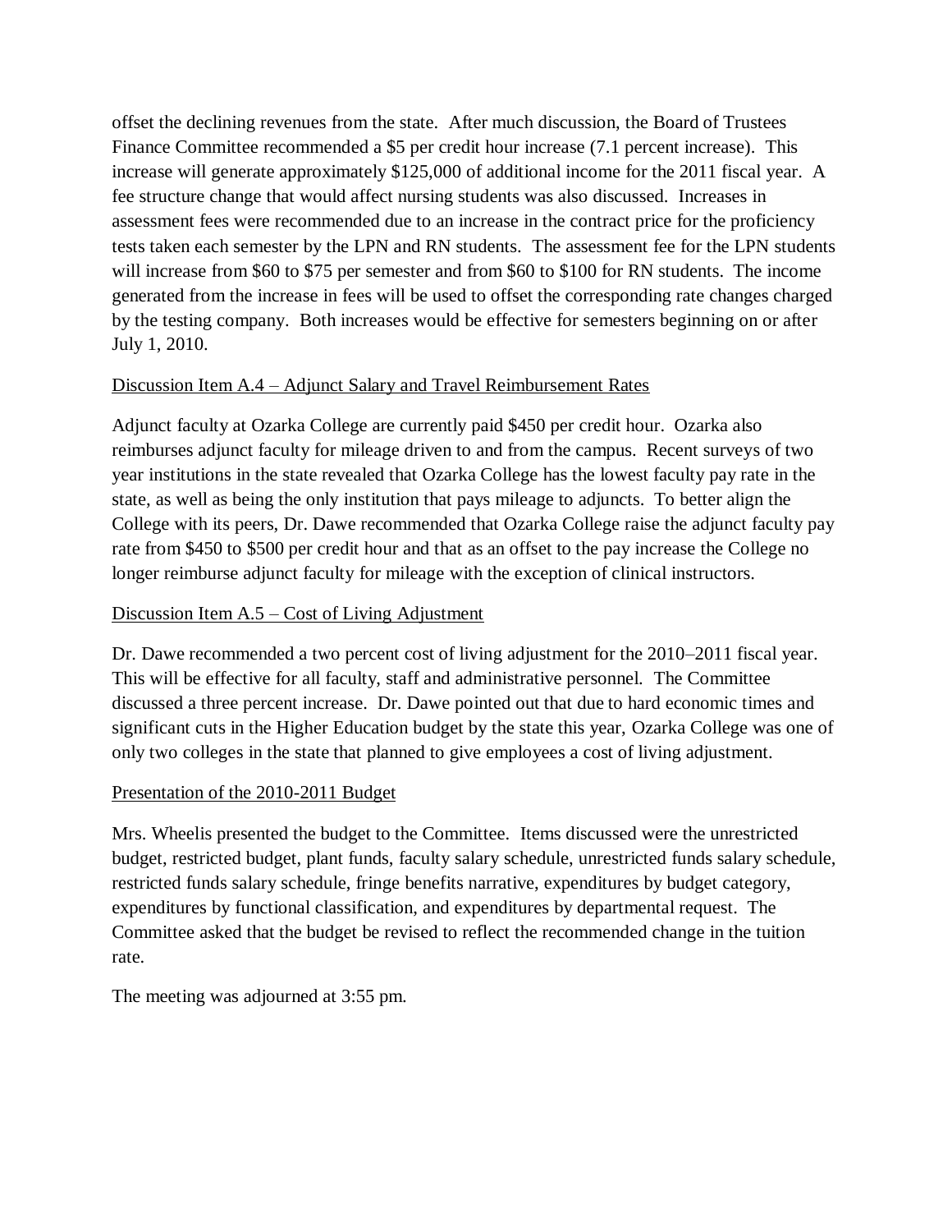offset the declining revenues from the state. After much discussion, the Board of Trustees Finance Committee recommended a $5 per credit hour increase (7.1 percent increase). This increase will generate approximately $125,000 of additional income for the 2011 fiscal year. A fee structure change that would affect nursing students was also discussed. Increases in assessment fees were recommended due to an increase in the contract price for the proficiency tests taken each semester by the LPN and RN students. The assessment fee for the LPN students will increase from $60 to $75 per semester and from $60 to $100 for RN students. The income generated from the increase in fees will be used to offset the corresponding rate changes charged by the testing company. Both increases would be effective for semesters beginning on or after July 1, 2010.

<u>Discussion Item A.4 – Adjunct Salary and Travel Reimbursement Rates</u>

Adjunct faculty at Ozarka College are currently paid $450 per credit hour. Ozarka also reimburses adjunct faculty for mileage driven to and from the campus. Recent surveys of two year institutions in the state revealed that Ozarka College has the lowest faculty pay rate in the state, as well as being the only institution that pays mileage to adjuncts. To better align the College with its peers, Dr. Dawe recommended that Ozarka College raise the adjunct faculty pay rate from $450 to $500 per credit hour and that as an offset to the pay increase the College no longer reimburse adjunct faculty for mileage with the exception of clinical instructors.

<u>Discussion Item A.5 – Cost of Living Adjustment</u>

Dr. Dawe recommended a two percent cost of living adjustment for the 2010–2011 fiscal year. This will be effective for all faculty, staff and administrative personnel. The Committee discussed a three percent increase. Dr. Dawe pointed out that due to hard economic times and significant cuts in the Higher Education budget by the state this year, Ozarka College was one of only two colleges in the state that planned to give employees a cost of living adjustment.

<u>Presentation of the 2010-2011 Budget</u>

Mrs. Wheelis presented the budget to the Committee. Items discussed were the unrestricted budget, restricted budget, plant funds, faculty salary schedule, unrestricted funds salary schedule, restricted funds salary schedule, fringe benefits narrative, expenditures by budget category, expenditures by functional classification, and expenditures by departmental request. The Committee asked that the budget be revised to reflect the recommended change in the tuition rate.

The meeting was adjourned at 3:55 pm.